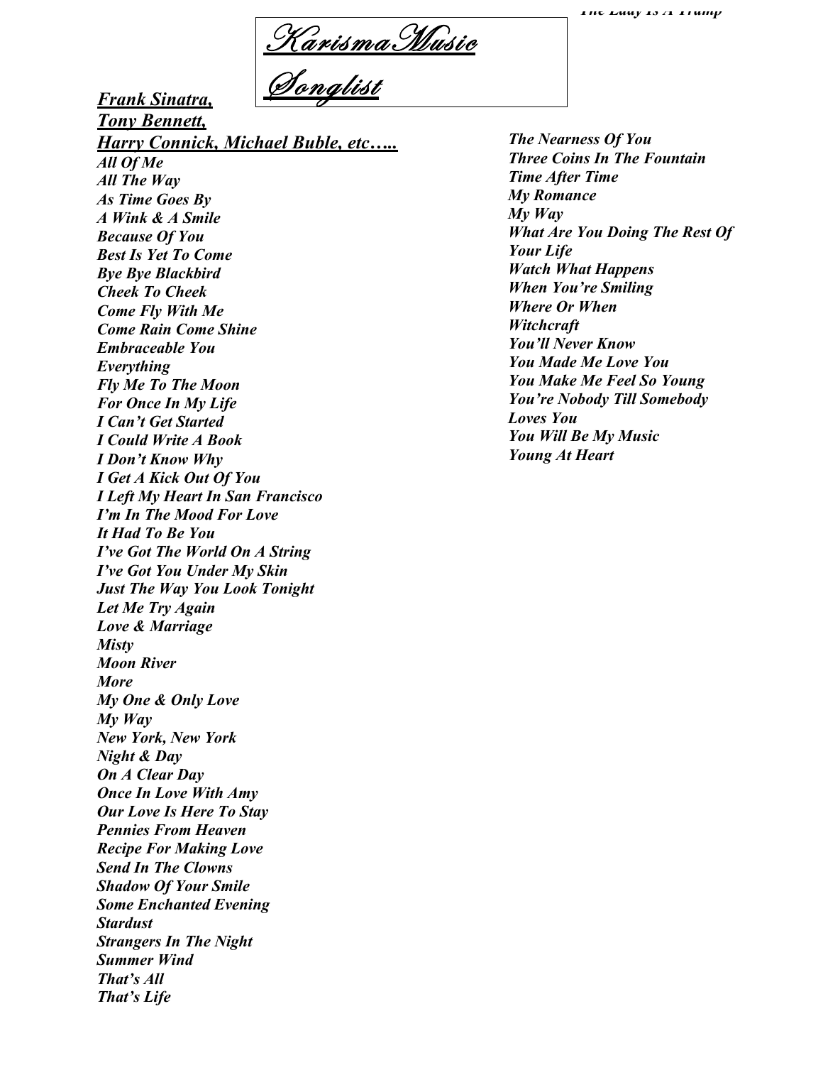# *Karisma Music Songlist*

***Frank Sinatra,***
***Tony Bennett,***
***Harry Connick, Michael Buble, etc…..***

*All Of Me*
*All The Way*
*As Time Goes By*
*A Wink & A Smile*
*Because Of You*
*Best Is Yet To Come*
*Bye Bye Blackbird*
*Cheek To Cheek*
*Come Fly With Me*
*Come Rain Come Shine*
*Embraceable You*
*Everything*
*Fly Me To The Moon*
*For Once In My Life*
*I Can't Get Started*
*I Could Write A Book*
*I Don't Know Why*
*I Get A Kick Out Of You*
*I Left My Heart In San Francisco*
*I'm In The Mood For Love*
*It Had To Be You*
*I've Got The World On A String*
*I've Got You Under My Skin*
*Just The Way You Look Tonight*
*Let Me Try Again*
*Love & Marriage*
*Misty*
*Moon River*
*More*
*My One & Only Love*
*My Way*
*New York, New York*
*Night & Day*
*On A Clear Day*
*Once In Love With Amy*
*Our Love Is Here To Stay*
*Pennies From Heaven*
*Recipe For Making Love*
*Send In The Clowns*
*Shadow Of Your Smile*
*Some Enchanted Evening*
*Stardust*
*Strangers In The Night*
*Summer Wind*
*That's All*
*That's Life*
*The Lady Is A Tramp*
*The Nearness Of You*
*Three Coins In The Fountain*
*Time After Time*
*My Romance*
*My Way*
*What Are You Doing The Rest Of Your Life*
*Watch What Happens*
*When You're Smiling*
*Where Or When*
*Witchcraft*
*You'll Never Know*
*You Made Me Love You*
*You Make Me Feel So Young*
*You're Nobody Till Somebody Loves You*
*You Will Be My Music*
*Young At Heart*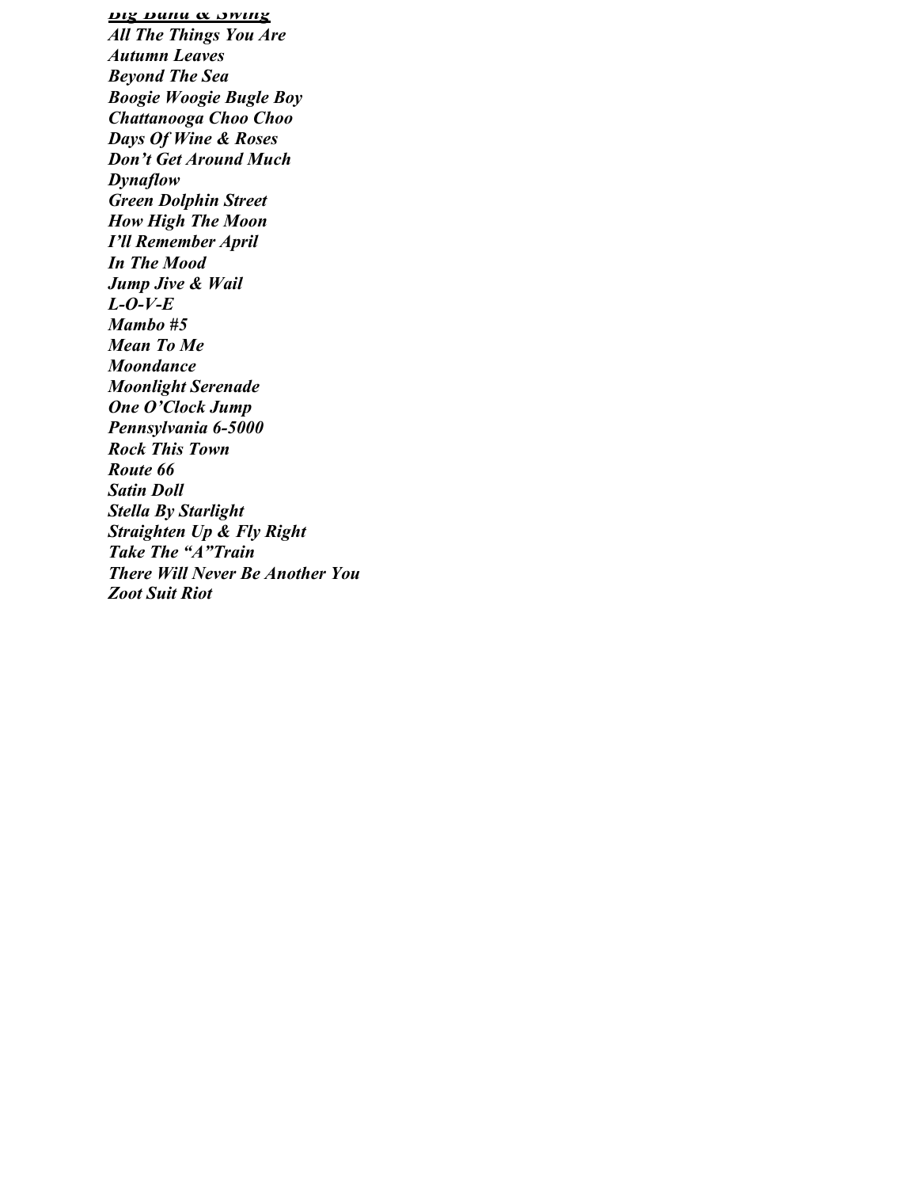***Big Band & Swing***

***All The Things You Are***
***Autumn Leaves***
***Beyond The Sea***
***Boogie Woogie Bugle Boy***
***Chattanooga Choo Choo***
***Days Of Wine & Roses***
***Don't Get Around Much***
***Dynaflow***
***Green Dolphin Street***
***How High The Moon***
***I'll Remember April***
***In The Mood***
***Jump Jive & Wail***
***L-O-V-E***
***Mambo #5***
***Mean To Me***
***Moondance***
***Moonlight Serenade***
***One O'Clock Jump***
***Pennsylvania 6-5000***
***Rock This Town***
***Route 66***
***Satin Doll***
***Stella By Starlight***
***Straighten Up & Fly Right***
***Take The "A"Train***
***There Will Never Be Another You***
***Zoot Suit Riot***